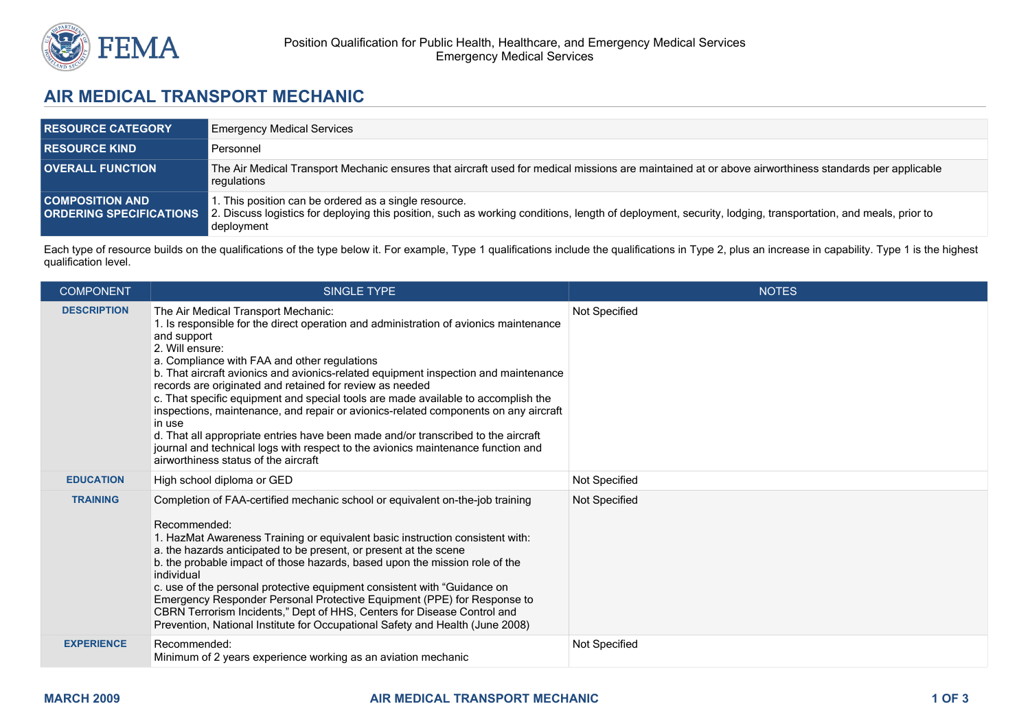Position Qualification for Public Health, Healthcare, and Emergency Medical Services
Emergency Medical Services

# AIR MEDICAL TRANSPORT MECHANIC

| | |
|---|---|
| **RESOURCE CATEGORY** | Emergency Medical Services |
| **RESOURCE KIND** | Personnel |
| **OVERALL FUNCTION** | The Air Medical Transport Mechanic ensures that aircraft used for medical missions are maintained at or above airworthiness standards per applicable regulations |
| **COMPOSITION AND ORDERING SPECIFICATIONS** | 1. This position can be ordered as a single resource.<br>2. Discuss logistics for deploying this position, such as working conditions, length of deployment, security, lodging, transportation, and meals, prior to deployment |

Each type of resource builds on the qualifications of the type below it. For example, Type 1 qualifications include the qualifications in Type 2, plus an increase in capability. Type 1 is the highest qualification level.

| COMPONENT | SINGLE TYPE | NOTES |
|---|---|---|
| **DESCRIPTION** | The Air Medical Transport Mechanic:<br>1. Is responsible for the direct operation and administration of avionics maintenance and support<br>2. Will ensure:<br>a. Compliance with FAA and other regulations<br>b. That aircraft avionics and avionics-related equipment inspection and maintenance records are originated and retained for review as needed<br>c. That specific equipment and special tools are made available to accomplish the inspections, maintenance, and repair or avionics-related components on any aircraft in use<br>d. That all appropriate entries have been made and/or transcribed to the aircraft journal and technical logs with respect to the avionics maintenance function and airworthiness status of the aircraft | Not Specified |
| **EDUCATION** | High school diploma or GED | Not Specified |
| **TRAINING** | Completion of FAA-certified mechanic school or equivalent on-the-job training<br><br>Recommended:<br>1. HazMat Awareness Training or equivalent basic instruction consistent with:<br>a. the hazards anticipated to be present, or present at the scene<br>b. the probable impact of those hazards, based upon the mission role of the individual<br>c. use of the personal protective equipment consistent with "Guidance on Emergency Responder Personal Protective Equipment (PPE) for Response to CBRN Terrorism Incidents," Dept of HHS, Centers for Disease Control and Prevention, National Institute for Occupational Safety and Health (June 2008) | Not Specified |
| **EXPERIENCE** | Recommended:<br>Minimum of 2 years experience working as an aviation mechanic | Not Specified |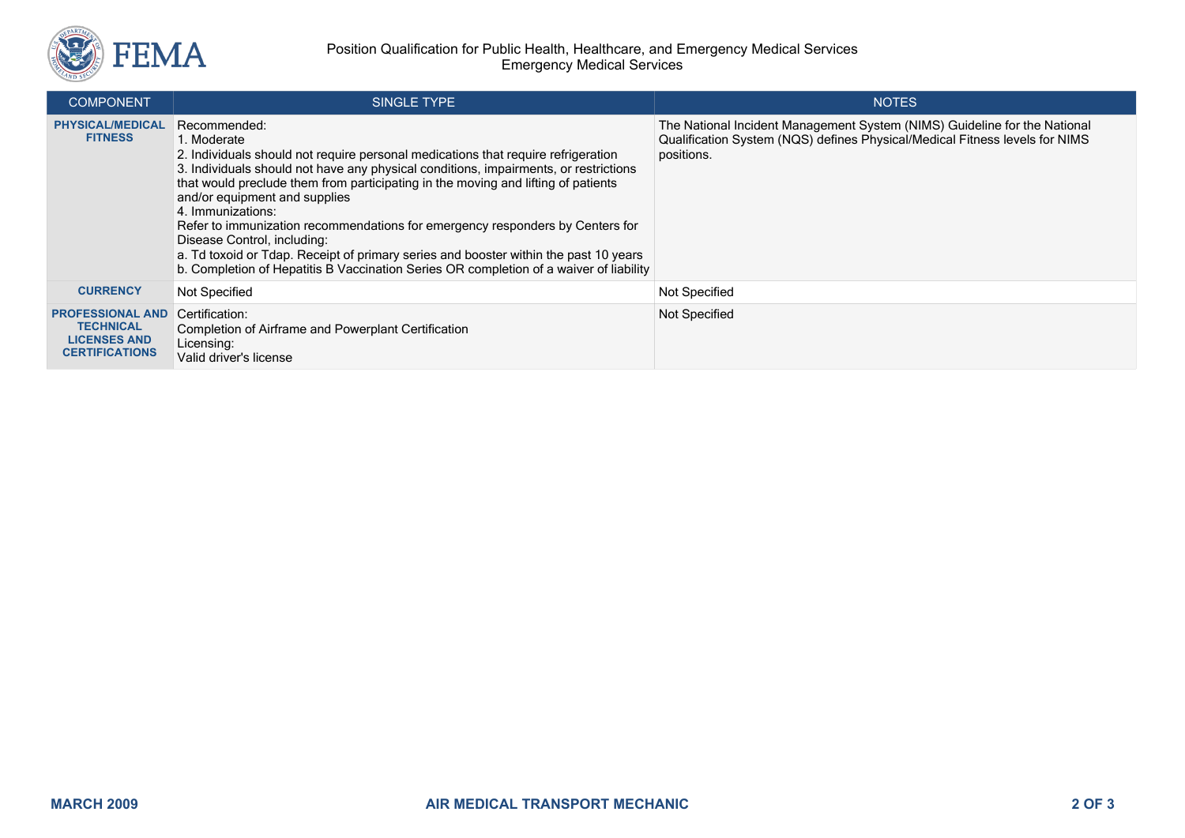| COMPONENT | SINGLE TYPE | NOTES |
|---|---|---|
| **PHYSICAL/MEDICAL FITNESS** | Recommended:<br>1. Moderate<br>2. Individuals should not require personal medications that require refrigeration<br>3. Individuals should not have any physical conditions, impairments, or restrictions that would preclude them from participating in the moving and lifting of patients and/or equipment and supplies<br>4. Immunizations:<br>Refer to immunization recommendations for emergency responders by Centers for Disease Control, including:<br>a. Td toxoid or Tdap. Receipt of primary series and booster within the past 10 years<br>b. Completion of Hepatitis B Vaccination Series OR completion of a waiver of liability | The National Incident Management System (NIMS) Guideline for the National Qualification System (NQS) defines Physical/Medical Fitness levels for NIMS positions. |
| **CURRENCY** | Not Specified | Not Specified |
| **PROFESSIONAL AND TECHNICAL LICENSES AND CERTIFICATIONS** | Certification:<br>Completion of Airframe and Powerplant Certification<br>Licensing:<br>Valid driver's license | Not Specified |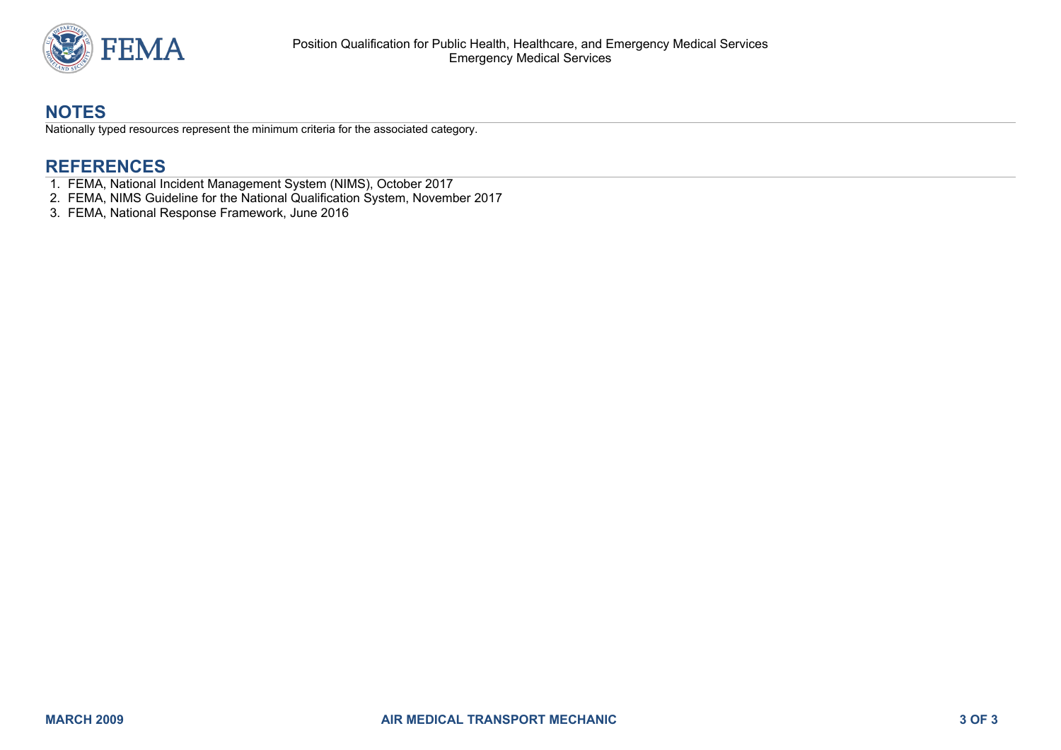## NOTES

Nationally typed resources represent the minimum criteria for the associated category.

## REFERENCES

1. FEMA, National Incident Management System (NIMS), October 2017
2. FEMA, NIMS Guideline for the National Qualification System, November 2017
3. FEMA, National Response Framework, June 2016